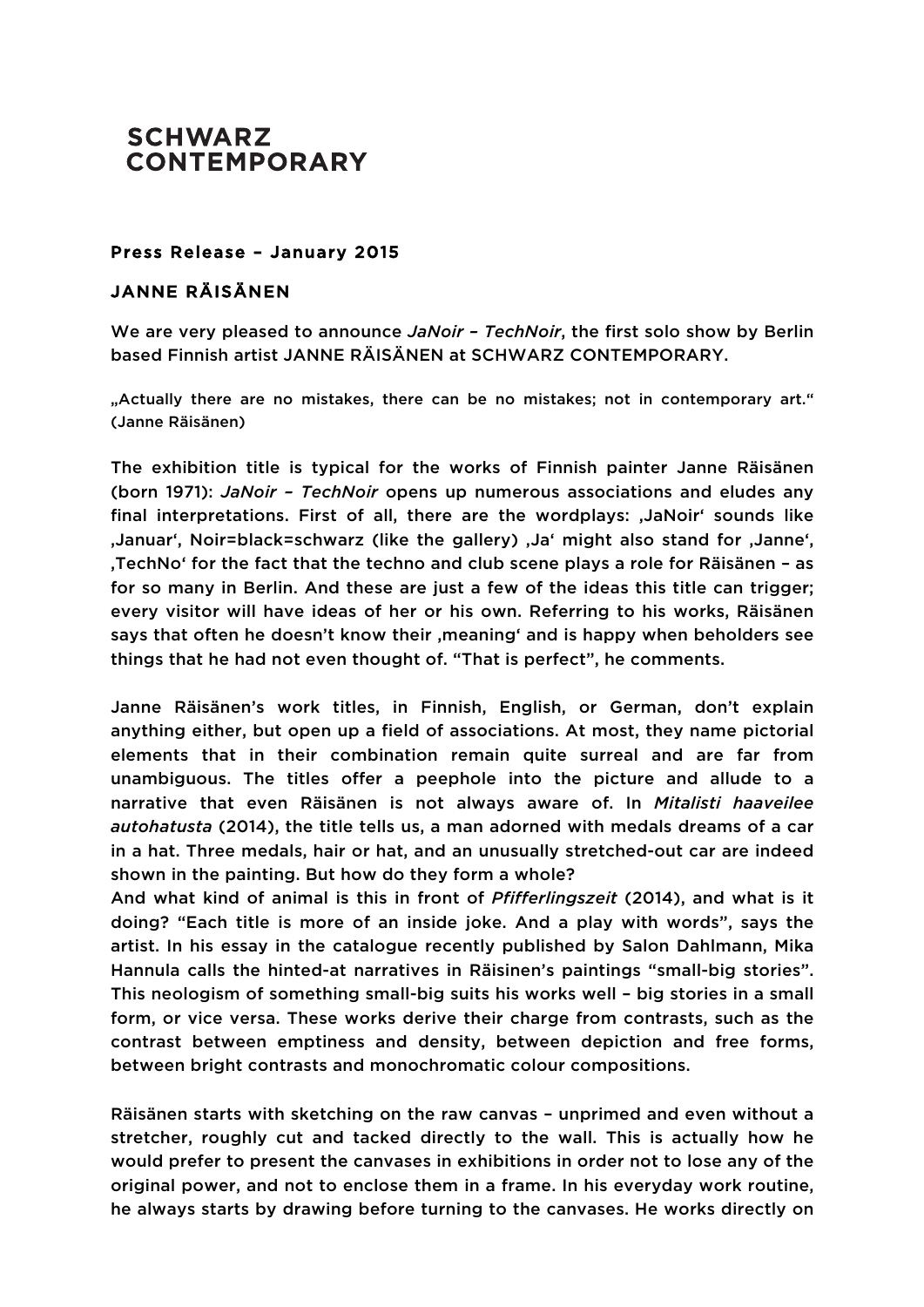**SCHWARZ CONTEMPORARY**

**Press Release – January 2015**

**JANNE RÄISÄNEN**

We are very pleased to announce *JaNoir – TechNoir*, the first solo show by Berlin based Finnish artist JANNE RÄISÄNEN at SCHWARZ CONTEMPORARY.

„Actually there are no mistakes, there can be no mistakes; not in contemporary art.“ (Janne Räisänen)

The exhibition title is typical for the works of Finnish painter Janne Räisänen (born 1971): *JaNoir – TechNoir* opens up numerous associations and eludes any final interpretations. First of all, there are the wordplays: ‚JaNoir‘ sounds like ‚Januar‘, Noir=black=schwarz (like the gallery) ‚Ja‘ might also stand for ‚Janne‘, ‚TechNo‘ for the fact that the techno and club scene plays a role for Räisänen – as for so many in Berlin. And these are just a few of the ideas this title can trigger; every visitor will have ideas of her or his own. Referring to his works, Räisänen says that often he doesn't know their ‚meaning‘ and is happy when beholders see things that he had not even thought of. “That is perfect”, he comments.

Janne Räisänen's work titles, in Finnish, English, or German, don't explain anything either, but open up a field of associations. At most, they name pictorial elements that in their combination remain quite surreal and are far from unambiguous. The titles offer a peephole into the picture and allude to a narrative that even Räisänen is not always aware of. In *Mitalisti haaveilee autohatusta* (2014), the title tells us, a man adorned with medals dreams of a car in a hat. Three medals, hair or hat, and an unusually stretched-out car are indeed shown in the painting. But how do they form a whole?
And what kind of animal is this in front of *Pfifferlingszeit* (2014), and what is it doing? “Each title is more of an inside joke. And a play with words”, says the artist. In his essay in the catalogue recently published by Salon Dahlmann, Mika Hannula calls the hinted-at narratives in Räisinen's paintings “small-big stories”. This neologism of something small-big suits his works well – big stories in a small form, or vice versa. These works derive their charge from contrasts, such as the contrast between emptiness and density, between depiction and free forms, between bright contrasts and monochromatic colour compositions.

Räisänen starts with sketching on the raw canvas – unprimed and even without a stretcher, roughly cut and tacked directly to the wall. This is actually how he would prefer to present the canvases in exhibitions in order not to lose any of the original power, and not to enclose them in a frame. In his everyday work routine, he always starts by drawing before turning to the canvases. He works directly on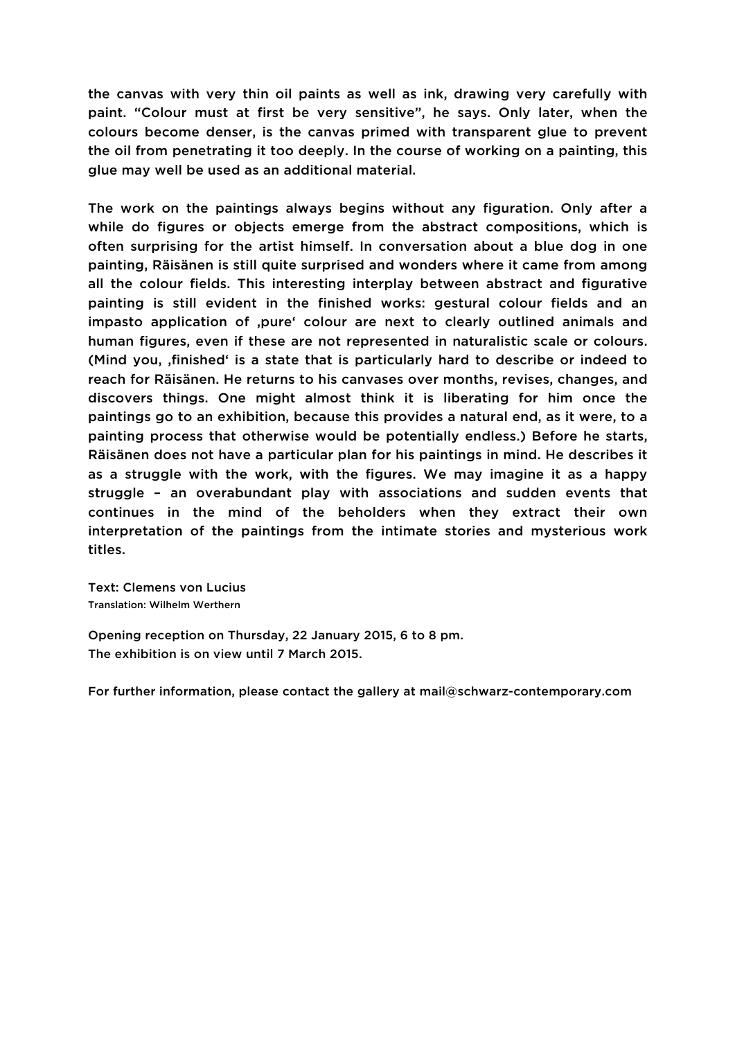the canvas with very thin oil paints as well as ink, drawing very carefully with paint. “Colour must at first be very sensitive”, he says. Only later, when the colours become denser, is the canvas primed with transparent glue to prevent the oil from penetrating it too deeply. In the course of working on a painting, this glue may well be used as an additional material.

The work on the paintings always begins without any figuration. Only after a while do figures or objects emerge from the abstract compositions, which is often surprising for the artist himself. In conversation about a blue dog in one painting, Räisänen is still quite surprised and wonders where it came from among all the colour fields. This interesting interplay between abstract and figurative painting is still evident in the finished works: gestural colour fields and an impasto application of ‚pure‘ colour are next to clearly outlined animals and human figures, even if these are not represented in naturalistic scale or colours. (Mind you, ‚finished‘ is a state that is particularly hard to describe or indeed to reach for Räisänen. He returns to his canvases over months, revises, changes, and discovers things. One might almost think it is liberating for him once the paintings go to an exhibition, because this provides a natural end, as it were, to a painting process that otherwise would be potentially endless.) Before he starts, Räisänen does not have a particular plan for his paintings in mind. He describes it as a struggle with the work, with the figures. We may imagine it as a happy struggle – an overabundant play with associations and sudden events that continues in the mind of the beholders when they extract their own interpretation of the paintings from the intimate stories and mysterious work titles.

Text: Clemens von Lucius
Translation: Wilhelm Werthern

Opening reception on Thursday, 22 January 2015, 6 to 8 pm.
The exhibition is on view until 7 March 2015.

For further information, please contact the gallery at mail@schwarz-contemporary.com